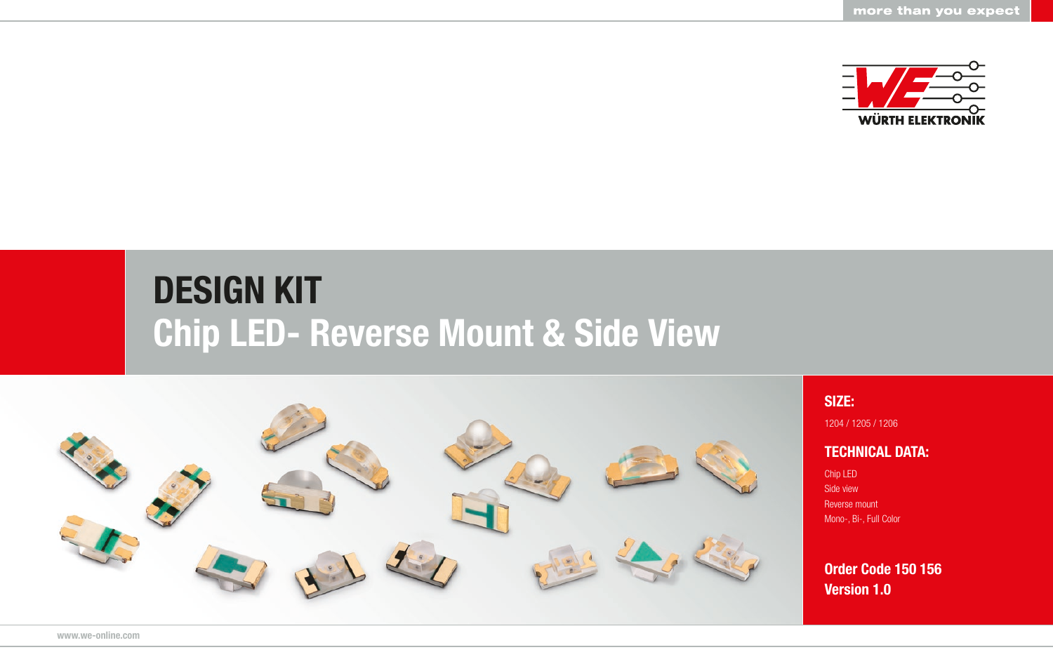# DESIGN KIT

## Chip LED- Reverse Mount & Side View

### SIZE:

1204 / 1205 / 1206

### TECHNICAL DATA:

Chip LED
Side view
Reverse mount
Mono-, Bi-, Full Color

**Order Code 150 156**
**Version 1.0**

www.we-online.com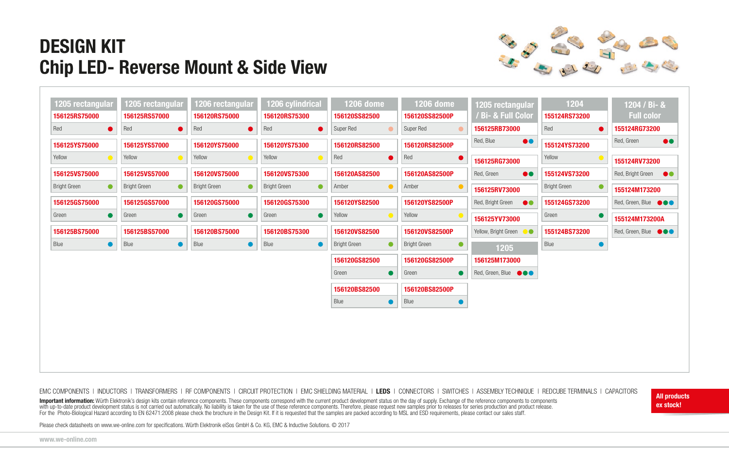# DESIGN KIT
# Chip LED- Reverse Mount & Side View

| 1205 rectangular | 1205 rectangular | 1206 rectangular | 1206 cylindrical | 1206 dome | 1206 dome | 1205 rectangular / Bi- & Full Color | 1204 | 1204 / Bi- & Full color |
|---|---|---|---|---|---|---|---|---|
| **156125RS75000** Red | **156125RS57000** Red | **156120RS75000** Red | **156120RS75300** Red | **156120SS82500** Super Red | **156120SS82500P** Super Red | **156125RB73000** Red, Blue | **155124RS73200** Red | **155124RG73200** Red, Green |
| **156125YS75000** Yellow | **156125YS57000** Yellow | **156120YS75000** Yellow | **156120YS75300** Yellow | **156120RS82500** Red | **156120RS82500P** Red | **156125RG73000** Red, Green | **155124YS73200** Yellow | **155124RV73200** Red, Bright Green |
| **156125VS75000** Bright Green | **156125VS57000** Bright Green | **156120VS75000** Bright Green | **156120VS75300** Bright Green | **156120AS82500** Amber | **156120AS82500P** Amber | **156125RV73000** Red, Bright Green | **155124VS73200** Bright Green | **155124M173200** Red, Green, Blue |
| **156125GS75000** Green | **156125GS57000** Green | **156120GS75000** Green | **156120GS75300** Green | **156120YS82500** Yellow | **156120YS82500P** Yellow | **156125YV73000** Yellow, Bright Green | **155124GS73200** Green | **155124M173200A** Red, Green, Blue |
| **156125BS75000** Blue | **156125BS57000** Blue | **156120BS75000** Blue | **156120BS75300** Blue | **156120VS82500** Bright Green | **156120VS82500P** Bright Green | **1205** | **155124BS73200** Blue | |
| | | | | **156120GS82500** Green | **156120GS82500P** Green | **156125M173000** Red, Green, Blue | | |
| | | | | **156120BS82500** Blue | **156120BS82500P** Blue | | | |

EMC COMPONENTS | INDUCTORS | TRANSFORMERS | RF COMPONENTS | CIRCUIT PROTECTION | EMC SHIELDING MATERIAL | **LEDS** | CONNECTORS | SWITCHES | ASSEMBLY TECHNIQUE | REDCUBE TERMINALS | CAPACITORS

**All products ex stock!**

**Important information:** Würth Elektronik's design kits contain reference components. These components correspond with the current product development status on the day of supply. Exchange of the reference components to components with up-to-date product development status is not carried out automatically. No liability is taken for the use of these reference components. Therefore, please request new samples prior to releases for series production and product release. For the Photo-Biological Hazard according to EN 62471:2008 please check the brochure in the Design Kit. If it is requested that the samples are packed according to MSL and ESD requirements, please contact our sales staff.

Please check datasheets on www.we-online.com for specifications. Würth Elektronik eiSos GmbH & Co. KG, EMC & Inductive Solutions. © 2017

www.we-online.com